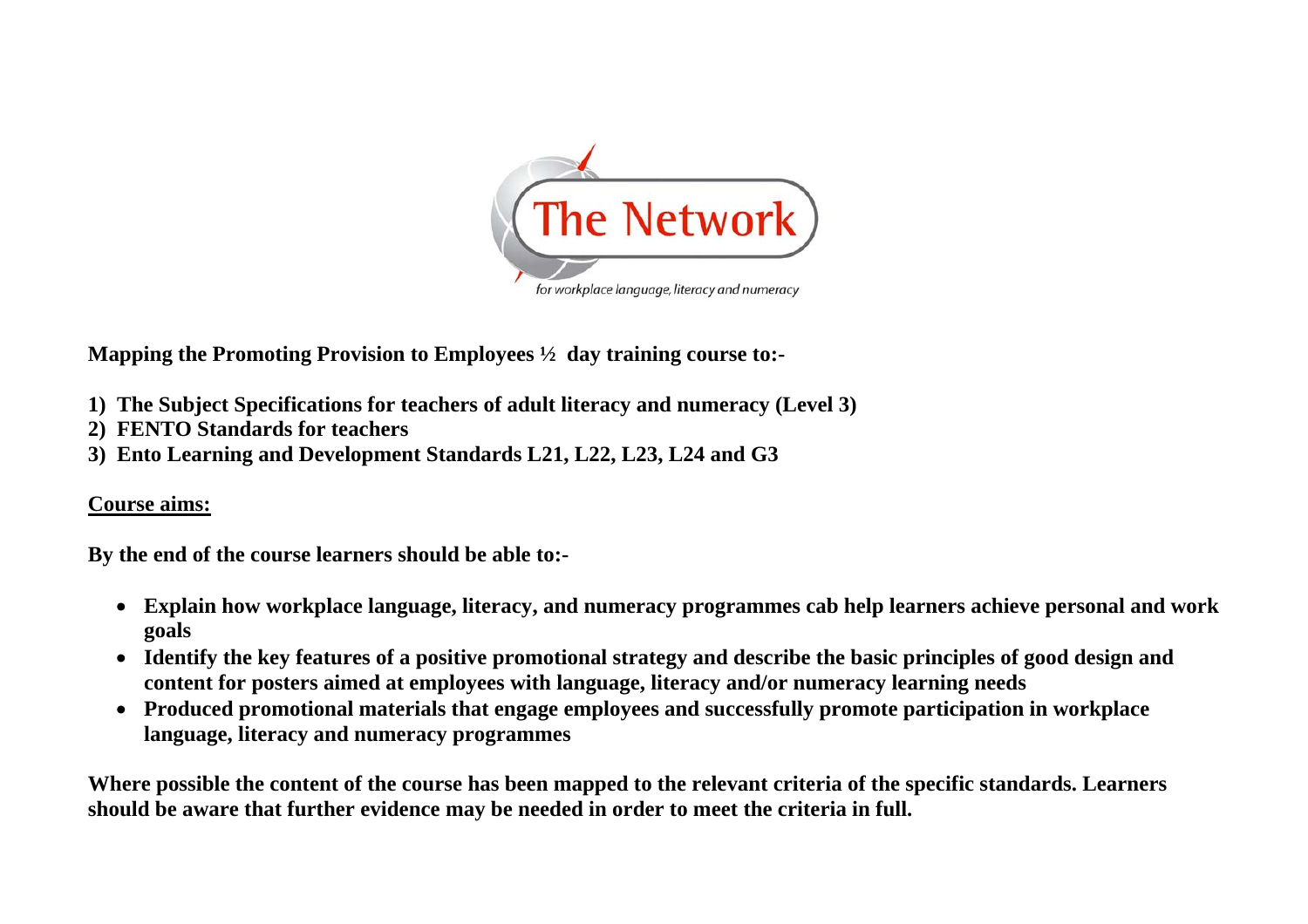The Network

for workplace language, literacy and numeracy

**Mapping the Promoting Provision to Employees ½ day training course to:-**

1) **The Subject Specifications for teachers of adult literacy and numeracy (Level 3)**
2) **FENTO Standards for teachers**
3) **Ento Learning and Development Standards L21, L22, L23, L24 and G3**

**Course aims:**

**By the end of the course learners should be able to:-**

- **Explain how workplace language, literacy, and numeracy programmes cab help learners achieve personal and work goals**
- **Identify the key features of a positive promotional strategy and describe the basic principles of good design and content for posters aimed at employees with language, literacy and/or numeracy learning needs**
- **Produced promotional materials that engage employees and successfully promote participation in workplace language, literacy and numeracy programmes**

**Where possible the content of the course has been mapped to the relevant criteria of the specific standards. Learners should be aware that further evidence may be needed in order to meet the criteria in full.**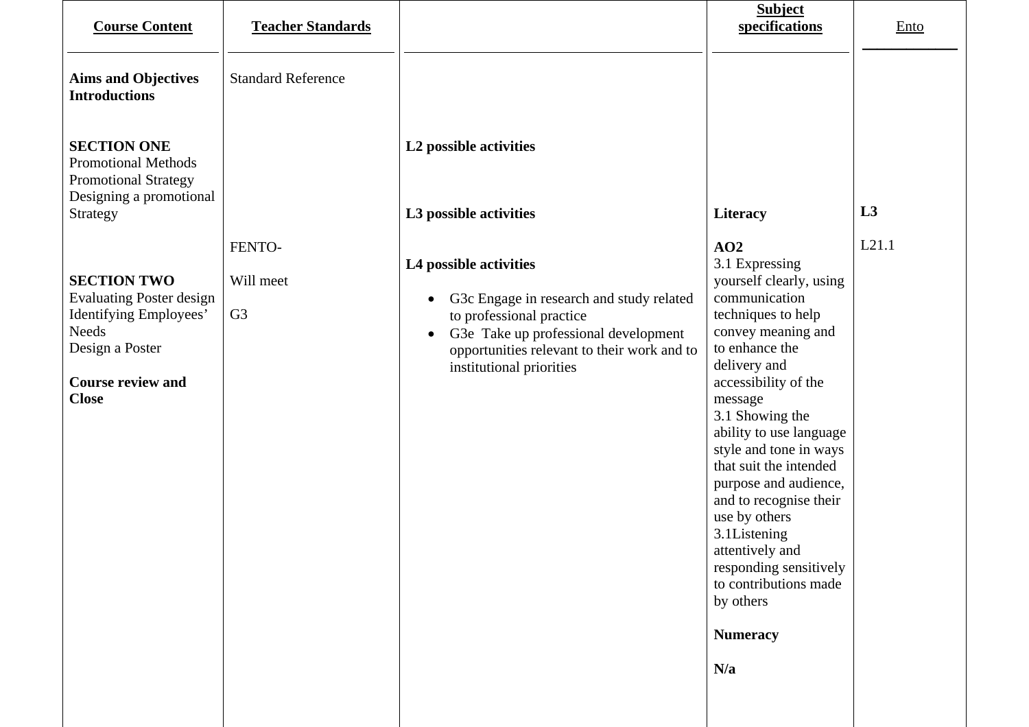| **Course Content** | **Teacher Standards** | | **Subject specifications** | Ento |
|---|---|---|---|---|
| **Aims and Objectives Introductions** | Standard Reference | | | |
| **SECTION ONE**<br>Promotional Methods<br>Promotional Strategy<br>Designing a promotional Strategy | | **L2 possible activities**<br><br>**L3 possible activities** | **Literacy** | **L3** |
| | FENTO-<br><br>Will meet<br><br>G3 | **L4 possible activities**<br><br>• G3c Engage in research and study related to professional practice<br>• G3e Take up professional development opportunities relevant to their work and to institutional priorities | **AO2**<br>3.1 Expressing yourself clearly, using communication techniques to help convey meaning and to enhance the delivery and accessibility of the message<br>3.1 Showing the ability to use language style and tone in ways that suit the intended purpose and audience, and to recognise their use by others<br>3.1Listening attentively and responding sensitively to contributions made by others<br><br>**Numeracy**<br><br>**N/a** | L21.1 |
| **SECTION TWO**<br>Evaluating Poster design<br>Identifying Employees' Needs<br>Design a Poster<br><br>**Course review and Close** | | | | |